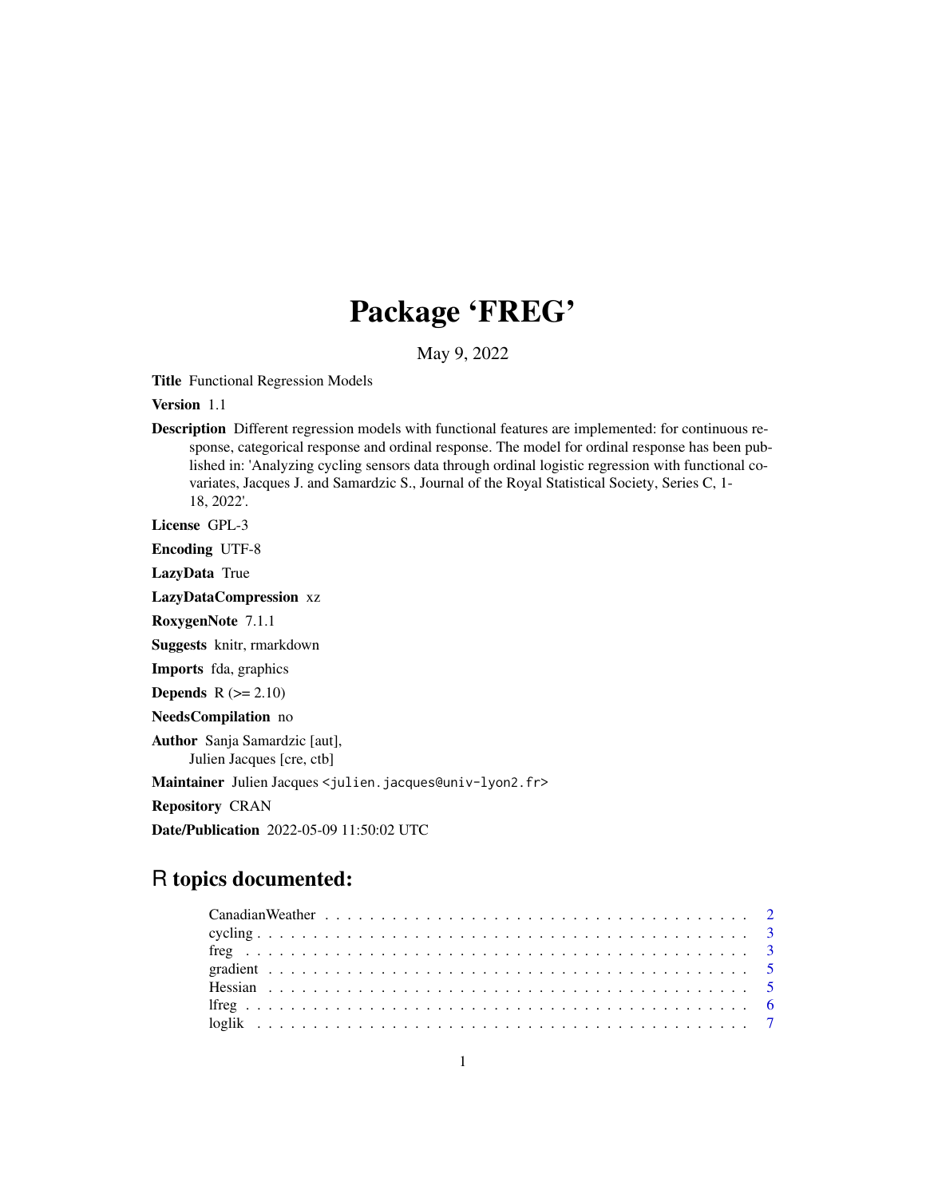# Package 'FREG'

May 9, 2022

**Title** Functional Regression Models

**Version** 1.1

**Description** Different regression models with functional features are implemented: for continuous response, categorical response and ordinal response. The model for ordinal response has been published in: 'Analyzing cycling sensors data through ordinal logistic regression with functional covariates, Jacques J. and Samardzic S., Journal of the Royal Statistical Society, Series C, 1-18, 2022'.

**License** GPL-3

**Encoding** UTF-8

**LazyData** True

**LazyDataCompression** xz

**RoxygenNote** 7.1.1

**Suggests** knitr, rmarkdown

**Imports** fda, graphics

**Depends** R (>= 2.10)

**NeedsCompilation** no

**Author** Sanja Samardzic [aut],
Julien Jacques [cre, ctb]

**Maintainer** Julien Jacques <julien.jacques@univ-lyon2.fr>

**Repository** CRAN

**Date/Publication** 2022-05-09 11:50:02 UTC

## R topics documented:

| | |
|---|---|
| CanadianWeather | 2 |
| cycling | 3 |
| freg | 3 |
| gradient | 5 |
| Hessian | 5 |
| lfreg | 6 |
| loglik | 7 |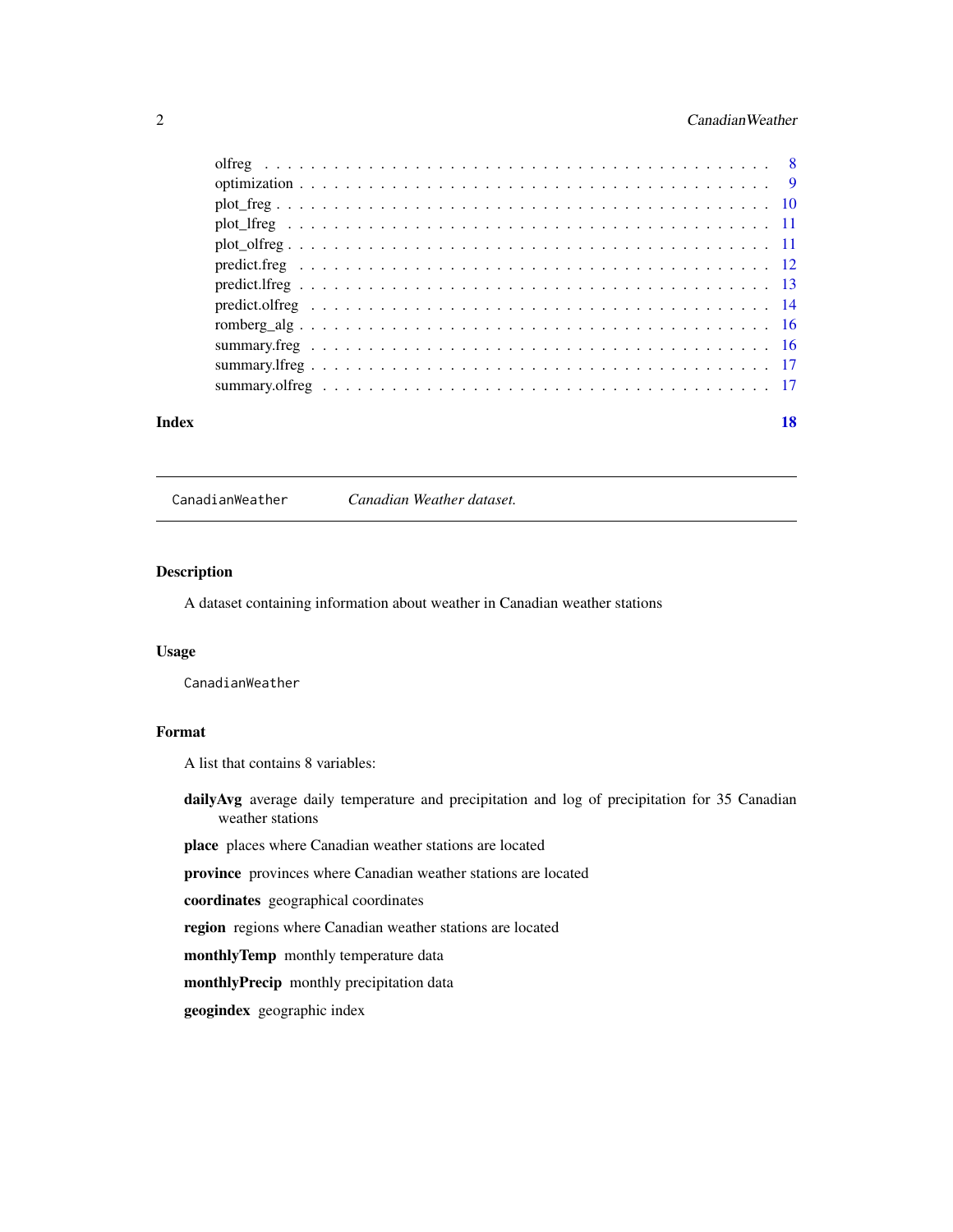olfreg . . . . . . . . . . . . . . . . . . . . . . . . . . . . . . . . . . . . . . . . 8
optimization . . . . . . . . . . . . . . . . . . . . . . . . . . . . . . . . . . . . . 9
plot_freg . . . . . . . . . . . . . . . . . . . . . . . . . . . . . . . . . . . . . . 10
plot_lfreg . . . . . . . . . . . . . . . . . . . . . . . . . . . . . . . . . . . . . 11
plot_olfreg . . . . . . . . . . . . . . . . . . . . . . . . . . . . . . . . . . . . 11
predict.freg . . . . . . . . . . . . . . . . . . . . . . . . . . . . . . . . . . . . 12
predict.lfreg . . . . . . . . . . . . . . . . . . . . . . . . . . . . . . . . . . . 13
predict.olfreg . . . . . . . . . . . . . . . . . . . . . . . . . . . . . . . . . . . 14
romberg_alg . . . . . . . . . . . . . . . . . . . . . . . . . . . . . . . . . . . . 16
summary.freg . . . . . . . . . . . . . . . . . . . . . . . . . . . . . . . . . . . . 16
summary.lfreg . . . . . . . . . . . . . . . . . . . . . . . . . . . . . . . . . . . 17
summary.olfreg . . . . . . . . . . . . . . . . . . . . . . . . . . . . . . . . . . . 17

**Index** **18**

---

## CanadianWeather *Canadian Weather dataset.*

### Description

A dataset containing information about weather in Canadian weather stations

### Usage

```
CanadianWeather
```

### Format

A list that contains 8 variables:

**dailyAvg** average daily temperature and precipitation and log of precipitation for 35 Canadian weather stations

**place** places where Canadian weather stations are located

**province** provinces where Canadian weather stations are located

**coordinates** geographical coordinates

**region** regions where Canadian weather stations are located

**monthlyTemp** monthly temperature data

**monthlyPrecip** monthly precipitation data

**geogindex** geographic index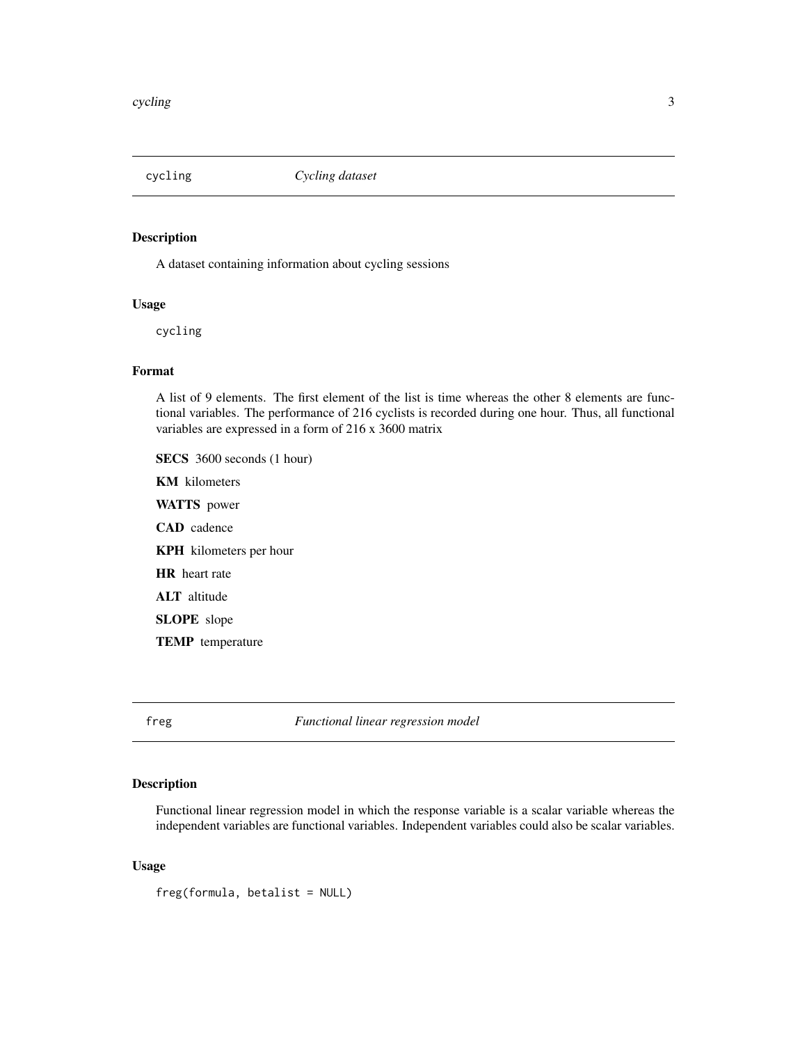## cycling — *Cycling dataset*

### Description

A dataset containing information about cycling sessions

### Usage

```
cycling
```

### Format

A list of 9 elements. The first element of the list is time whereas the other 8 elements are functional variables. The performance of 216 cyclists is recorded during one hour. Thus, all functional variables are expressed in a form of 216 x 3600 matrix

**SECS** 3600 seconds (1 hour)

**KM** kilometers

**WATTS** power

**CAD** cadence

**KPH** kilometers per hour

**HR** heart rate

**ALT** altitude

**SLOPE** slope

**TEMP** temperature

## freg — *Functional linear regression model*

### Description

Functional linear regression model in which the response variable is a scalar variable whereas the independent variables are functional variables. Independent variables could also be scalar variables.

### Usage

```
freg(formula, betalist = NULL)
```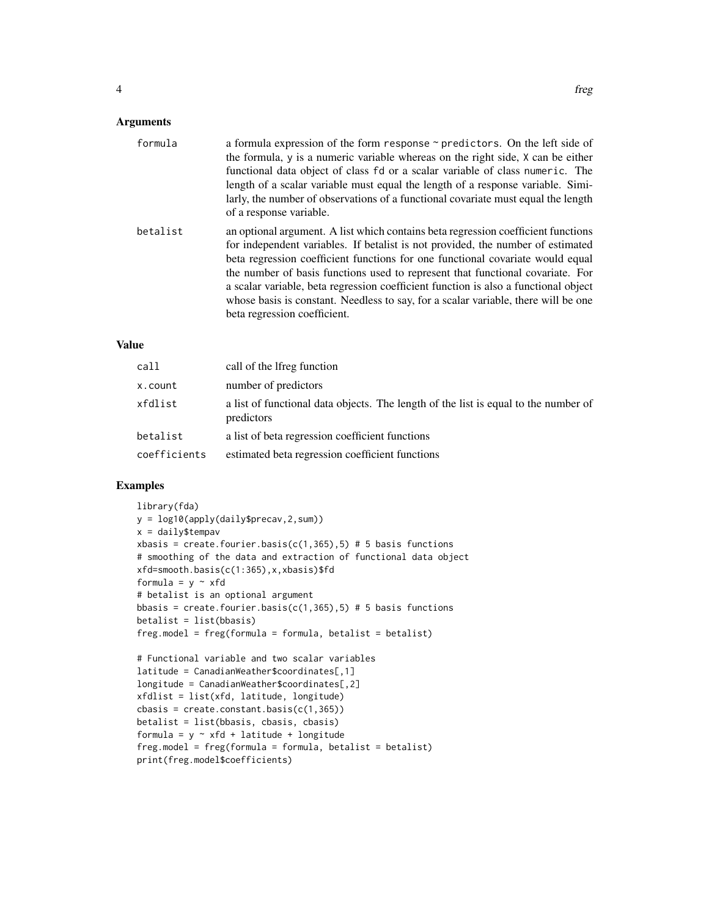## Arguments

| | |
|---|---|
| formula | a formula expression of the form `response ~ predictors`. On the left side of the formula, `y` is a numeric variable whereas on the right side, `X` can be either functional data object of class `fd` or a scalar variable of class `numeric`. The length of a scalar variable must equal the length of a response variable. Similarly, the number of observations of a functional covariate must equal the length of a response variable. |
| betalist | an optional argument. A list which contains beta regression coefficient functions for independent variables. If betalist is not provided, the number of estimated beta regression coefficient functions for one functional covariate would equal the number of basis functions used to represent that functional covariate. For a scalar variable, beta regression coefficient function is also a functional object whose basis is constant. Needless to say, for a scalar variable, there will be one beta regression coefficient. |

## Value

| | |
|---|---|
| call | call of the lfreg function |
| x.count | number of predictors |
| xfdlist | a list of functional data objects. The length of the list is equal to the number of predictors |
| betalist | a list of beta regression coefficient functions |
| coefficients | estimated beta regression coefficient functions |

## Examples

```
library(fda)
y = log10(apply(daily$precav,2,sum))
x = daily$tempav
xbasis = create.fourier.basis(c(1,365),5) # 5 basis functions
# smoothing of the data and extraction of functional data object
xfd=smooth.basis(c(1:365),x,xbasis)$fd
formula = y ~ xfd
# betalist is an optional argument
bbasis = create.fourier.basis(c(1,365),5) # 5 basis functions
betalist = list(bbasis)
freg.model = freg(formula = formula, betalist = betalist)

# Functional variable and two scalar variables
latitude = CanadianWeather$coordinates[,1]
longitude = CanadianWeather$coordinates[,2]
xfdlist = list(xfd, latitude, longitude)
cbasis = create.constant.basis(c(1,365))
betalist = list(bbasis, cbasis, cbasis)
formula = y ~ xfd + latitude + longitude
freg.model = freg(formula = formula, betalist = betalist)
print(freg.model$coefficients)
```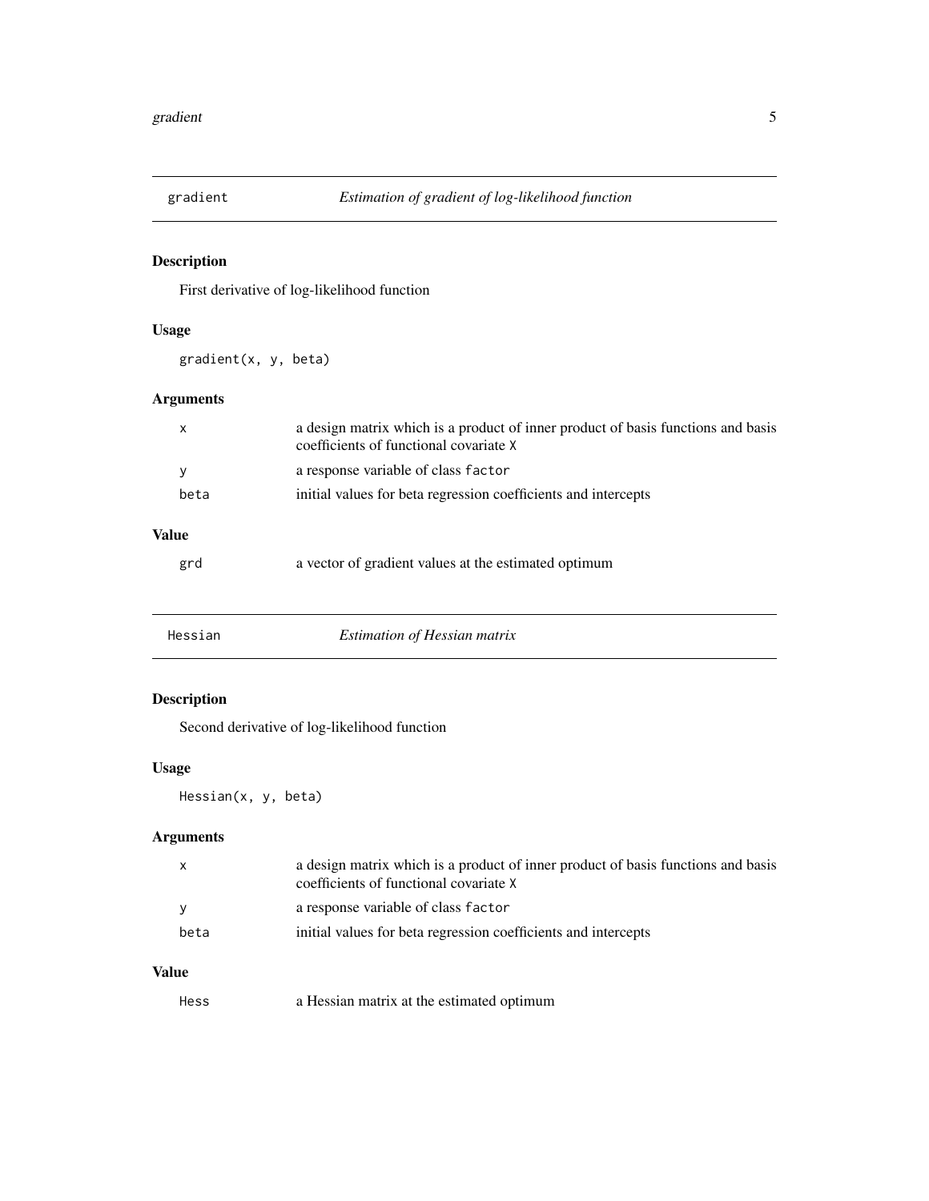## gradient — *Estimation of gradient of log-likelihood function*

### Description

First derivative of log-likelihood function

### Usage

```
gradient(x, y, beta)
```

### Arguments

| | |
|---|---|
| `x` | a design matrix which is a product of inner product of basis functions and basis coefficients of functional covariate `X` |
| `y` | a response variable of class `factor` |
| `beta` | initial values for beta regression coefficients and intercepts |

### Value

| | |
|---|---|
| `grd` | a vector of gradient values at the estimated optimum |

## Hessian — *Estimation of Hessian matrix*

### Description

Second derivative of log-likelihood function

### Usage

```
Hessian(x, y, beta)
```

### Arguments

| | |
|---|---|
| `x` | a design matrix which is a product of inner product of basis functions and basis coefficients of functional covariate `X` |
| `y` | a response variable of class `factor` |
| `beta` | initial values for beta regression coefficients and intercepts |

### Value

| | |
|---|---|
| `Hess` | a Hessian matrix at the estimated optimum |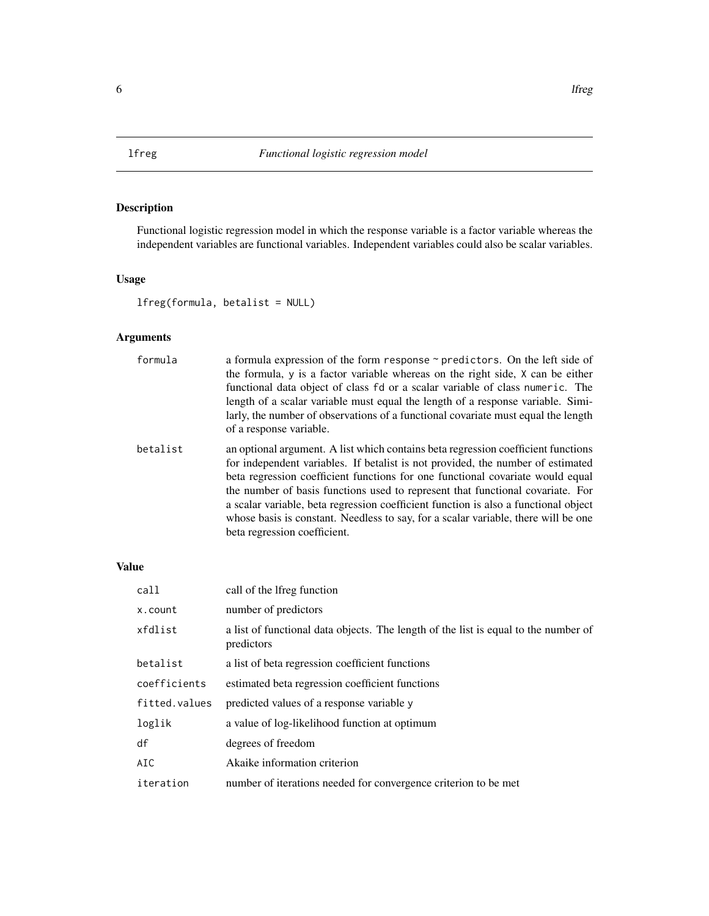# lfreg — *Functional logistic regression model*

## Description

Functional logistic regression model in which the response variable is a factor variable whereas the independent variables are functional variables. Independent variables could also be scalar variables.

## Usage

```
lfreg(formula, betalist = NULL)
```

## Arguments

| | |
|---|---|
| `formula` | a formula expression of the form `response ~ predictors`. On the left side of the formula, `y` is a factor variable whereas on the right side, `X` can be either functional data object of class `fd` or a scalar variable of class `numeric`. The length of a scalar variable must equal the length of a response variable. Similarly, the number of observations of a functional covariate must equal the length of a response variable. |
| `betalist` | an optional argument. A list which contains beta regression coefficient functions for independent variables. If betalist is not provided, the number of estimated beta regression coefficient functions for one functional covariate would equal the number of basis functions used to represent that functional covariate. For a scalar variable, beta regression coefficient function is also a functional object whose basis is constant. Needless to say, for a scalar variable, there will be one beta regression coefficient. |

## Value

| | |
|---|---|
| `call` | call of the lfreg function |
| `x.count` | number of predictors |
| `xfdlist` | a list of functional data objects. The length of the list is equal to the number of predictors |
| `betalist` | a list of beta regression coefficient functions |
| `coefficients` | estimated beta regression coefficient functions |
| `fitted.values` | predicted values of a response variable `y` |
| `loglik` | a value of log-likelihood function at optimum |
| `df` | degrees of freedom |
| `AIC` | Akaike information criterion |
| `iteration` | number of iterations needed for convergence criterion to be met |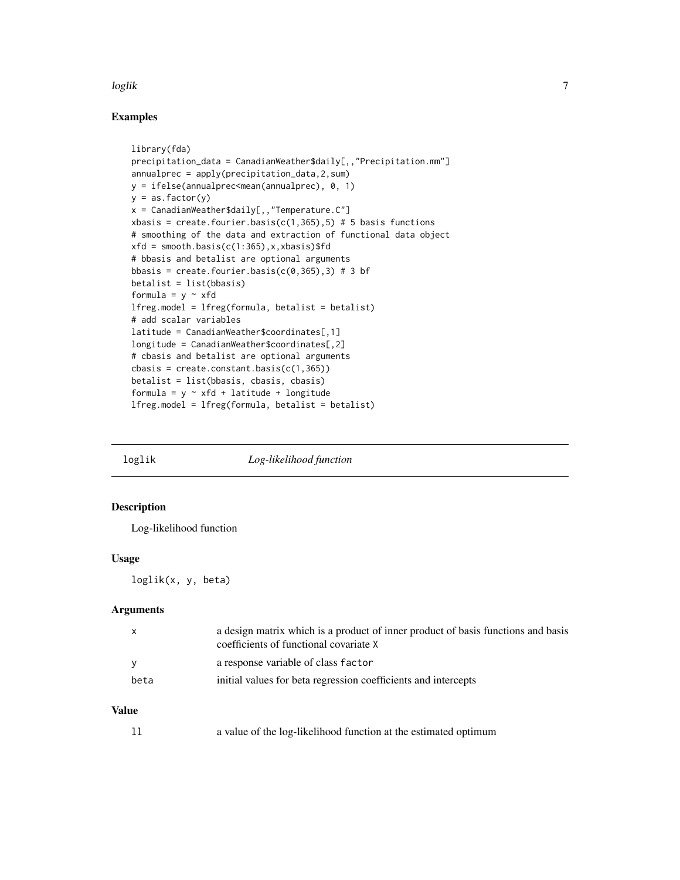## Examples

```
library(fda)
precipitation_data = CanadianWeather$daily[,,"Precipitation.mm"]
annualprec = apply(precipitation_data,2,sum)
y = ifelse(annualprec<mean(annualprec), 0, 1)
y = as.factor(y)
x = CanadianWeather$daily[,,"Temperature.C"]
xbasis = create.fourier.basis(c(1,365),5) # 5 basis functions
# smoothing of the data and extraction of functional data object
xfd = smooth.basis(c(1:365),x,xbasis)$fd
# bbasis and betalist are optional arguments
bbasis = create.fourier.basis(c(0,365),3) # 3 bf
betalist = list(bbasis)
formula = y ~ xfd
lfreg.model = lfreg(formula, betalist = betalist)
# add scalar variables
latitude = CanadianWeather$coordinates[,1]
longitude = CanadianWeather$coordinates[,2]
# cbasis and betalist are optional arguments
cbasis = create.constant.basis(c(1,365))
betalist = list(bbasis, cbasis, cbasis)
formula = y ~ xfd + latitude + longitude
lfreg.model = lfreg(formula, betalist = betalist)
```

---

# loglik *Log-likelihood function*

---

## Description

Log-likelihood function

## Usage

```
loglik(x, y, beta)
```

## Arguments

| | |
|---|---|
| `x` | a design matrix which is a product of inner product of basis functions and basis coefficients of functional covariate `X` |
| `y` | a response variable of class `factor` |
| `beta` | initial values for beta regression coefficients and intercepts |

## Value

| | |
|---|---|
| `ll` | a value of the log-likelihood function at the estimated optimum |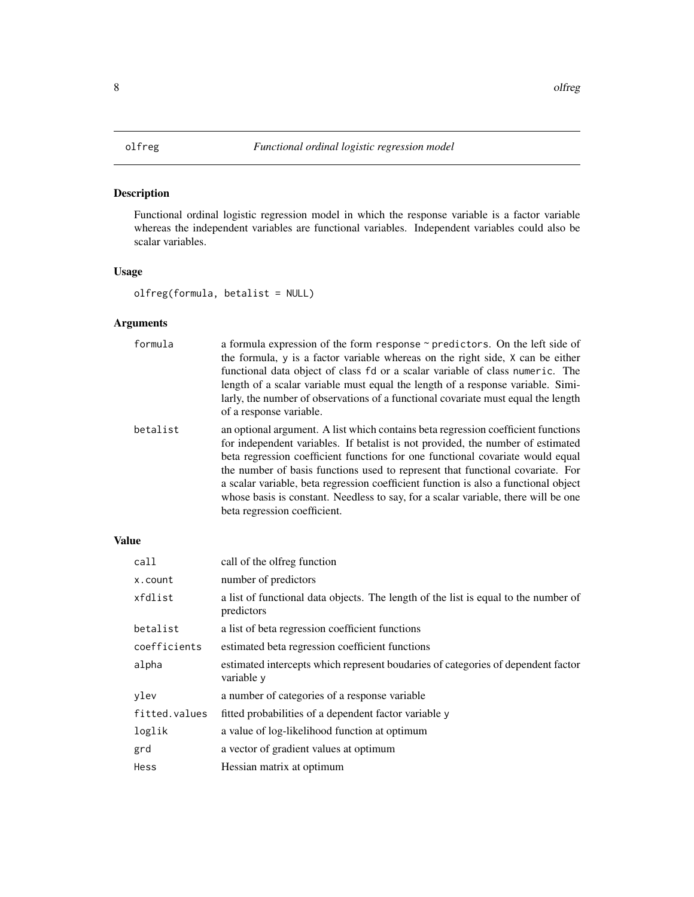# olfreg *Functional ordinal logistic regression model*

## Description

Functional ordinal logistic regression model in which the response variable is a factor variable whereas the independent variables are functional variables. Independent variables could also be scalar variables.

## Usage

```
olfreg(formula, betalist = NULL)
```

## Arguments

| | |
|---|---|
| `formula` | a formula expression of the form `response ~ predictors`. On the left side of the formula, `y` is a factor variable whereas on the right side, `X` can be either functional data object of class `fd` or a scalar variable of class `numeric`. The length of a scalar variable must equal the length of a response variable. Similarly, the number of observations of a functional covariate must equal the length of a response variable. |
| `betalist` | an optional argument. A list which contains beta regression coefficient functions for independent variables. If betalist is not provided, the number of estimated beta regression coefficient functions for one functional covariate would equal the number of basis functions used to represent that functional covariate. For a scalar variable, beta regression coefficient function is also a functional object whose basis is constant. Needless to say, for a scalar variable, there will be one beta regression coefficient. |

## Value

| | |
|---|---|
| `call` | call of the olfreg function |
| `x.count` | number of predictors |
| `xfdlist` | a list of functional data objects. The length of the list is equal to the number of predictors |
| `betalist` | a list of beta regression coefficient functions |
| `coefficients` | estimated beta regression coefficient functions |
| `alpha` | estimated intercepts which represent boudaries of categories of dependent factor variable `y` |
| `ylev` | a number of categories of a response variable |
| `fitted.values` | fitted probabilities of a dependent factor variable `y` |
| `loglik` | a value of log-likelihood function at optimum |
| `grd` | a vector of gradient values at optimum |
| `Hess` | Hessian matrix at optimum |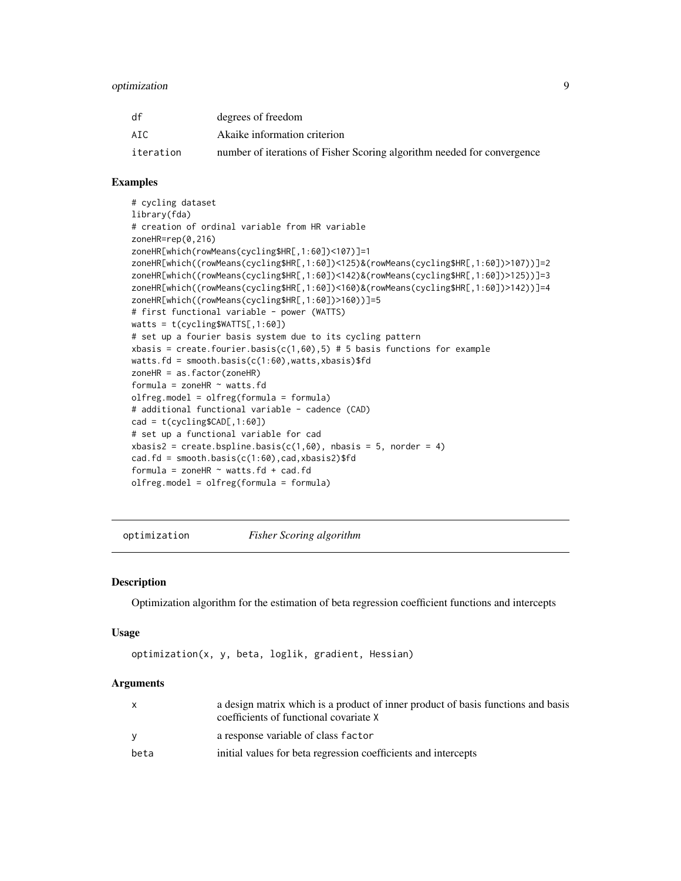| | |
|---|---|
| df | degrees of freedom |
| AIC | Akaike information criterion |
| iteration | number of iterations of Fisher Scoring algorithm needed for convergence |

### Examples

```
# cycling dataset
library(fda)
# creation of ordinal variable from HR variable
zoneHR=rep(0,216)
zoneHR[which(rowMeans(cycling$HR[,1:60])<107)]=1
zoneHR[which((rowMeans(cycling$HR[,1:60])<125)&(rowMeans(cycling$HR[,1:60])>107))]=2
zoneHR[which((rowMeans(cycling$HR[,1:60])<142)&(rowMeans(cycling$HR[,1:60])>125))]=3
zoneHR[which((rowMeans(cycling$HR[,1:60])<160)&(rowMeans(cycling$HR[,1:60])>142))]=4
zoneHR[which((rowMeans(cycling$HR[,1:60])>160))]=5
# first functional variable - power (WATTS)
watts = t(cycling$WATTS[,1:60])
# set up a fourier basis system due to its cycling pattern
xbasis = create.fourier.basis(c(1,60),5) # 5 basis functions for example
watts.fd = smooth.basis(c(1:60),watts,xbasis)$fd
zoneHR = as.factor(zoneHR)
formula = zoneHR ~ watts.fd
olfreg.model = olfreg(formula = formula)
# additional functional variable - cadence (CAD)
cad = t(cycling$CAD[,1:60])
# set up a functional variable for cad
xbasis2 = create.bspline.basis(c(1,60), nbasis = 5, norder = 4)
cad.fd = smooth.basis(c(1:60),cad,xbasis2)$fd
formula = zoneHR ~ watts.fd + cad.fd
olfreg.model = olfreg(formula = formula)
```

## optimization — *Fisher Scoring algorithm*

### Description

Optimization algorithm for the estimation of beta regression coefficient functions and intercepts

### Usage

```
optimization(x, y, beta, loglik, gradient, Hessian)
```

### Arguments

| | |
|---|---|
| x | a design matrix which is a product of inner product of basis functions and basis coefficients of functional covariate X |
| y | a response variable of class factor |
| beta | initial values for beta regression coefficients and intercepts |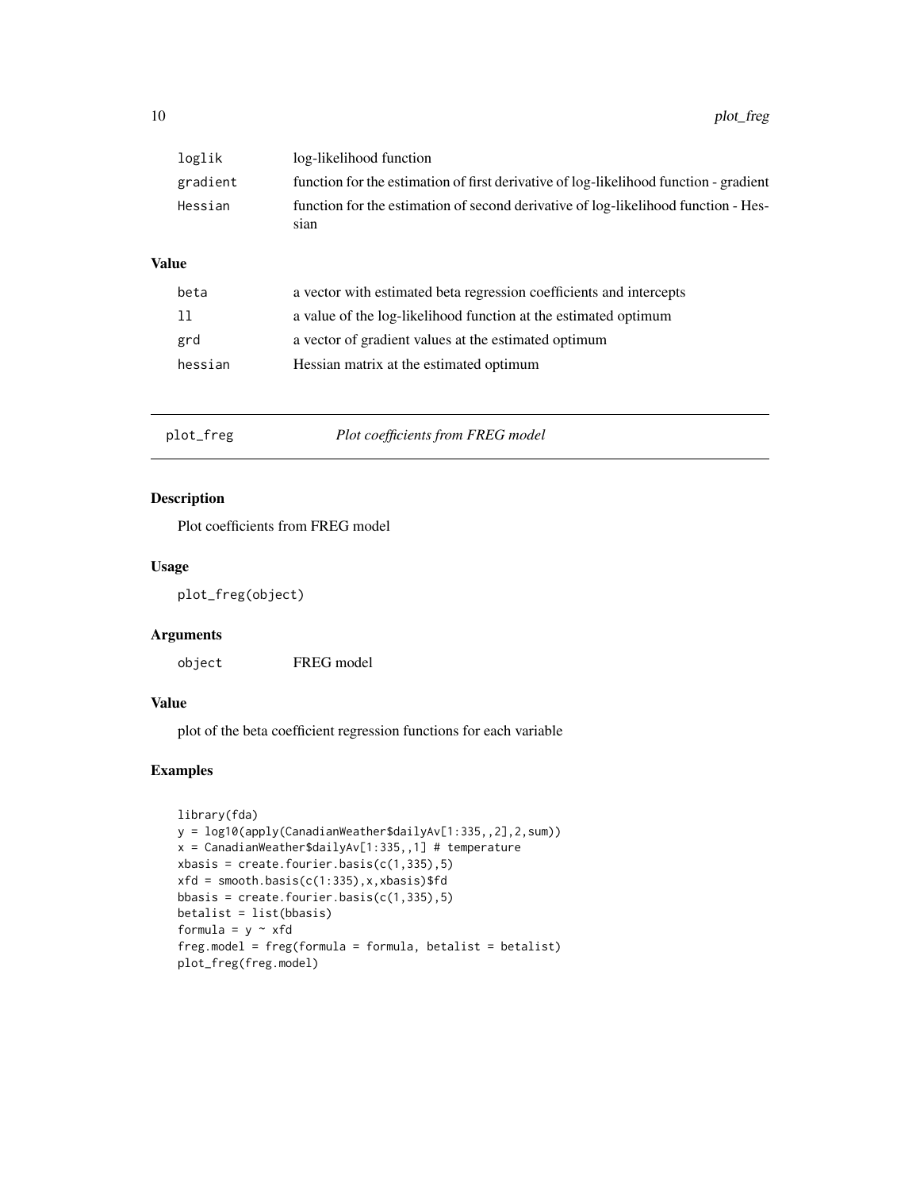| | |
|---|---|
| loglik | log-likelihood function |
| gradient | function for the estimation of first derivative of log-likelihood function - gradient |
| Hessian | function for the estimation of second derivative of log-likelihood function - Hessian |

### Value

| | |
|---|---|
| beta | a vector with estimated beta regression coefficients and intercepts |
| ll | a value of the log-likelihood function at the estimated optimum |
| grd | a vector of gradient values at the estimated optimum |
| hessian | Hessian matrix at the estimated optimum |

---

## plot_freg — *Plot coefficients from FREG model*

### Description

Plot coefficients from FREG model

### Usage

```
plot_freg(object)
```

### Arguments

| | |
|---|---|
| object | FREG model |

### Value

plot of the beta coefficient regression functions for each variable

### Examples

```
library(fda)
y = log10(apply(CanadianWeather$dailyAv[1:335,,2],2,sum))
x = CanadianWeather$dailyAv[1:335,,1] # temperature
xbasis = create.fourier.basis(c(1,335),5)
xfd = smooth.basis(c(1:335),x,xbasis)$fd
bbasis = create.fourier.basis(c(1,335),5)
betalist = list(bbasis)
formula = y ~ xfd
freg.model = freg(formula = formula, betalist = betalist)
plot_freg(freg.model)
```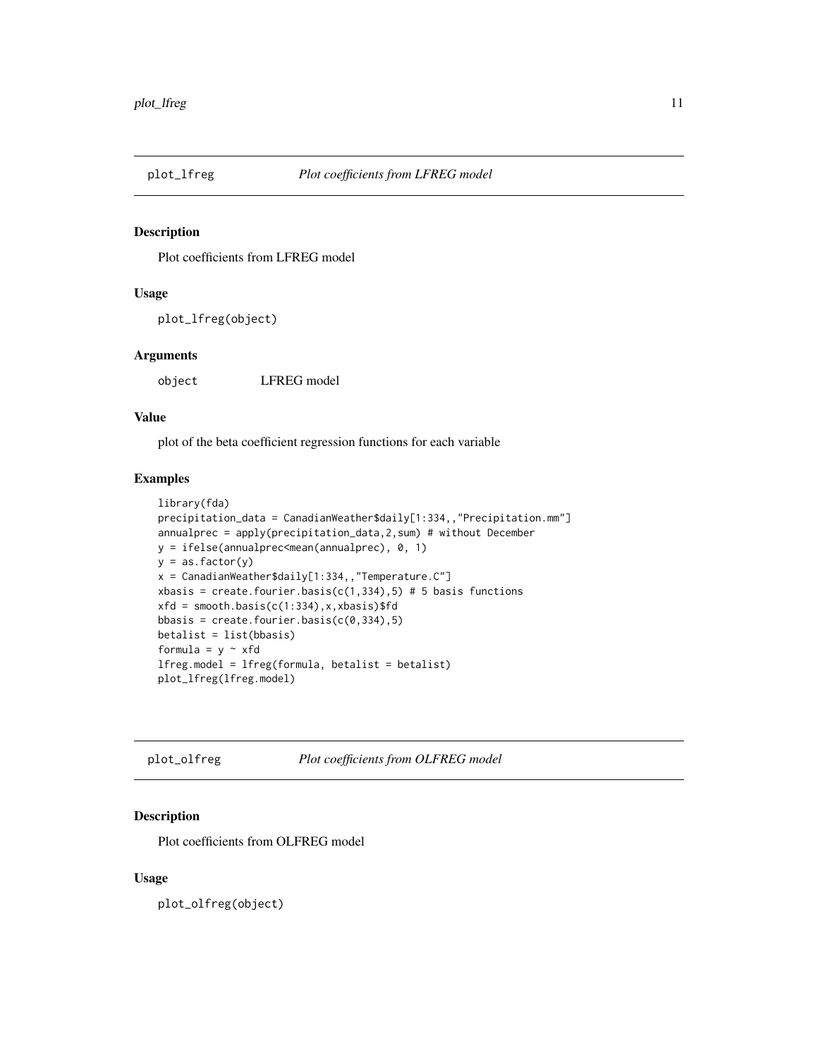## plot_lfreg — *Plot coefficients from LFREG model*

### Description

Plot coefficients from LFREG model

### Usage

```
plot_lfreg(object)
```

### Arguments

| | |
|---|---|
| `object` | LFREG model |

### Value

plot of the beta coefficient regression functions for each variable

### Examples

```
library(fda)
precipitation_data = CanadianWeather$daily[1:334,,"Precipitation.mm"]
annualprec = apply(precipitation_data,2,sum) # without December
y = ifelse(annualprec<mean(annualprec), 0, 1)
y = as.factor(y)
x = CanadianWeather$daily[1:334,,"Temperature.C"]
xbasis = create.fourier.basis(c(1,334),5) # 5 basis functions
xfd = smooth.basis(c(1:334),x,xbasis)$fd
bbasis = create.fourier.basis(c(0,334),5)
betalist = list(bbasis)
formula = y ~ xfd
lfreg.model = lfreg(formula, betalist = betalist)
plot_lfreg(lfreg.model)
```

## plot_olfreg — *Plot coefficients from OLFREG model*

### Description

Plot coefficients from OLFREG model

### Usage

```
plot_olfreg(object)
```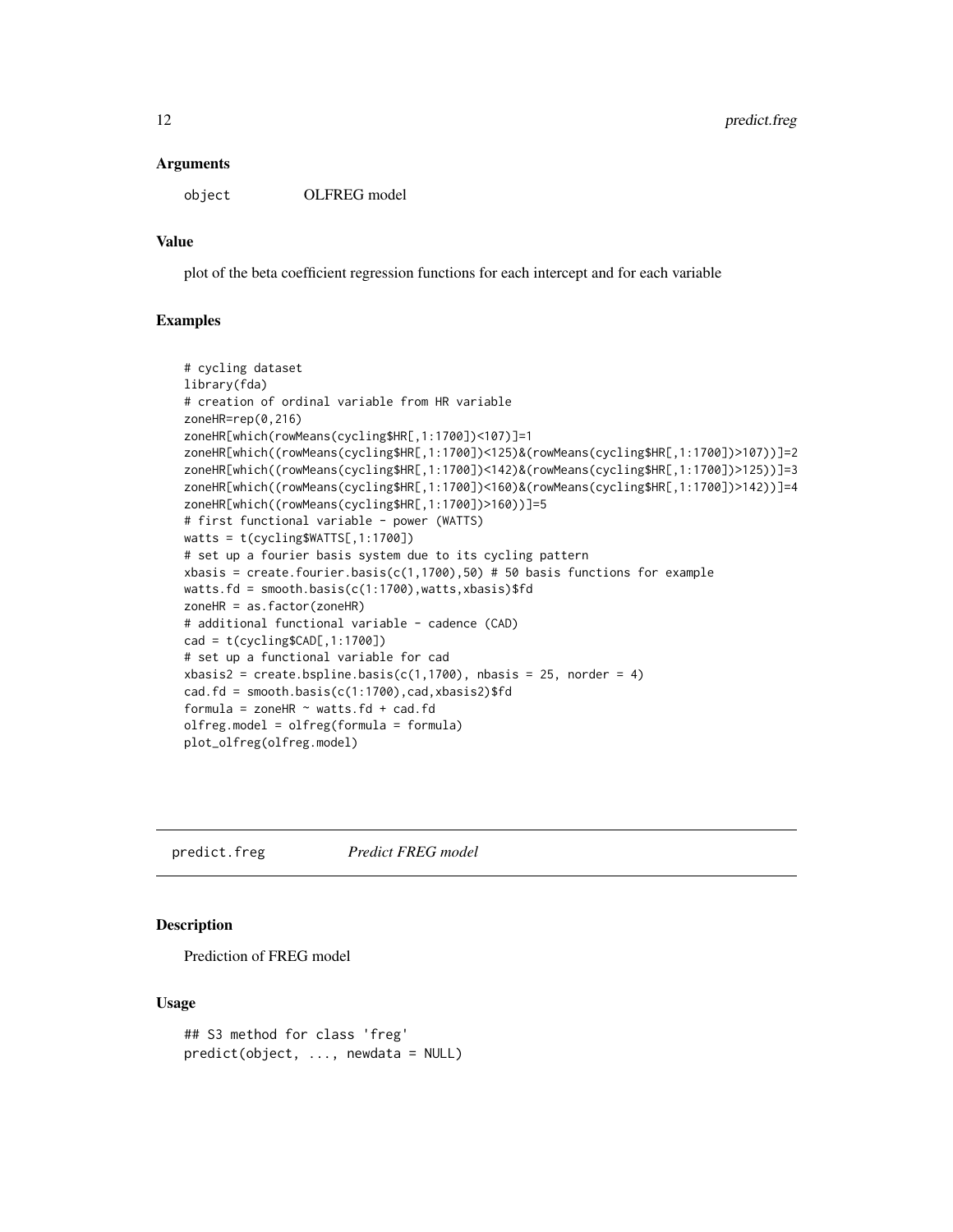### Arguments

| | |
|---|---|
| object | OLFREG model |

### Value

plot of the beta coefficient regression functions for each intercept and for each variable

### Examples

```
# cycling dataset
library(fda)
# creation of ordinal variable from HR variable
zoneHR=rep(0,216)
zoneHR[which(rowMeans(cycling$HR[,1:1700])<107)]=1
zoneHR[which((rowMeans(cycling$HR[,1:1700])<125)&(rowMeans(cycling$HR[,1:1700])>107))]=2
zoneHR[which((rowMeans(cycling$HR[,1:1700])<142)&(rowMeans(cycling$HR[,1:1700])>125))]=3
zoneHR[which((rowMeans(cycling$HR[,1:1700])<160)&(rowMeans(cycling$HR[,1:1700])>142))]=4
zoneHR[which((rowMeans(cycling$HR[,1:1700])>160))]=5
# first functional variable - power (WATTS)
watts = t(cycling$WATTS[,1:1700])
# set up a fourier basis system due to its cycling pattern
xbasis = create.fourier.basis(c(1,1700),50) # 50 basis functions for example
watts.fd = smooth.basis(c(1:1700),watts,xbasis)$fd
zoneHR = as.factor(zoneHR)
# additional functional variable - cadence (CAD)
cad = t(cycling$CAD[,1:1700])
# set up a functional variable for cad
xbasis2 = create.bspline.basis(c(1,1700), nbasis = 25, norder = 4)
cad.fd = smooth.basis(c(1:1700),cad,xbasis2)$fd
formula = zoneHR ~ watts.fd + cad.fd
olfreg.model = olfreg(formula = formula)
plot_olfreg(olfreg.model)
```

---

## predict.freg *Predict FREG model*

### Description

Prediction of FREG model

### Usage

```
## S3 method for class 'freg'
predict(object, ..., newdata = NULL)
```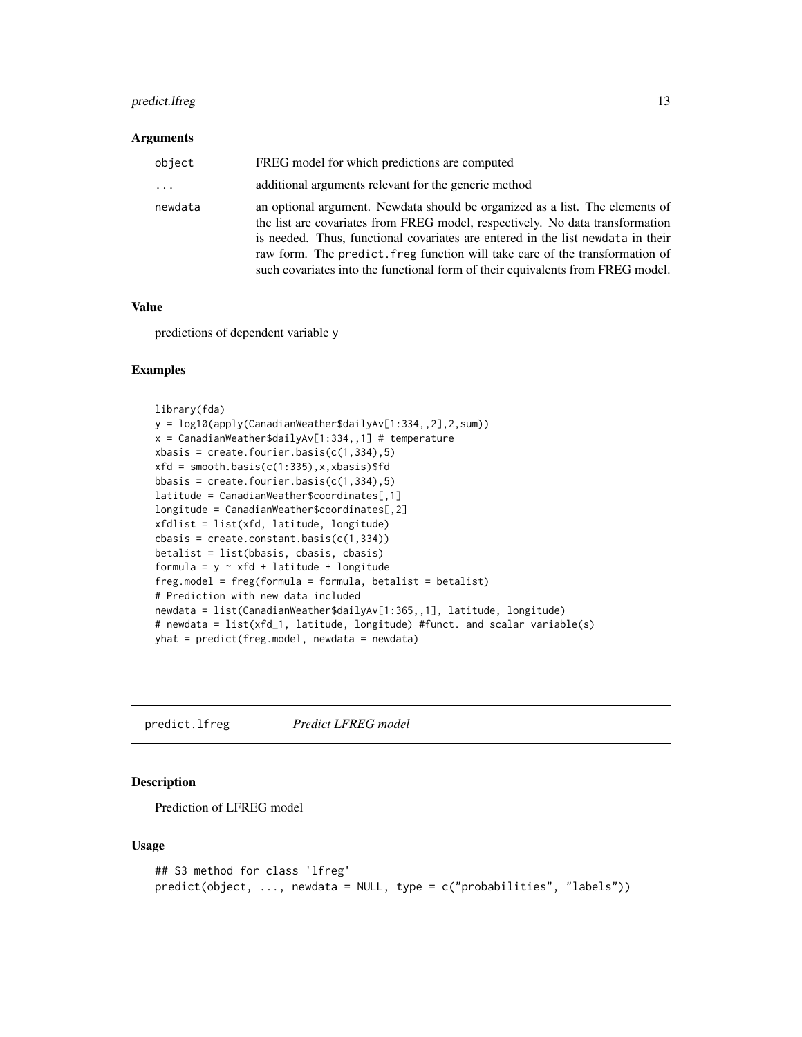### Arguments

| | |
|---|---|
| `object` | FREG model for which predictions are computed |
| `...` | additional arguments relevant for the generic method |
| `newdata` | an optional argument. Newdata should be organized as a list. The elements of the list are covariates from FREG model, respectively. No data transformation is needed. Thus, functional covariates are entered in the list `newdata` in their raw form. The `predict.freg` function will take care of the transformation of such covariates into the functional form of their equivalents from FREG model. |

### Value

predictions of dependent variable y

### Examples

```
library(fda)
y = log10(apply(CanadianWeather$dailyAv[1:334,,2],2,sum))
x = CanadianWeather$dailyAv[1:334,,1] # temperature
xbasis = create.fourier.basis(c(1,334),5)
xfd = smooth.basis(c(1:335),x,xbasis)$fd
bbasis = create.fourier.basis(c(1,334),5)
latitude = CanadianWeather$coordinates[,1]
longitude = CanadianWeather$coordinates[,2]
xfdlist = list(xfd, latitude, longitude)
cbasis = create.constant.basis(c(1,334))
betalist = list(bbasis, cbasis, cbasis)
formula = y ~ xfd + latitude + longitude
freg.model = freg(formula = formula, betalist = betalist)
# Prediction with new data included
newdata = list(CanadianWeather$dailyAv[1:365,,1], latitude, longitude)
# newdata = list(xfd_1, latitude, longitude) #funct. and scalar variable(s)
yhat = predict(freg.model, newdata = newdata)
```

---

## predict.lfreg *Predict LFREG model*

### Description

Prediction of LFREG model

### Usage

```
## S3 method for class 'lfreg'
predict(object, ..., newdata = NULL, type = c("probabilities", "labels"))
```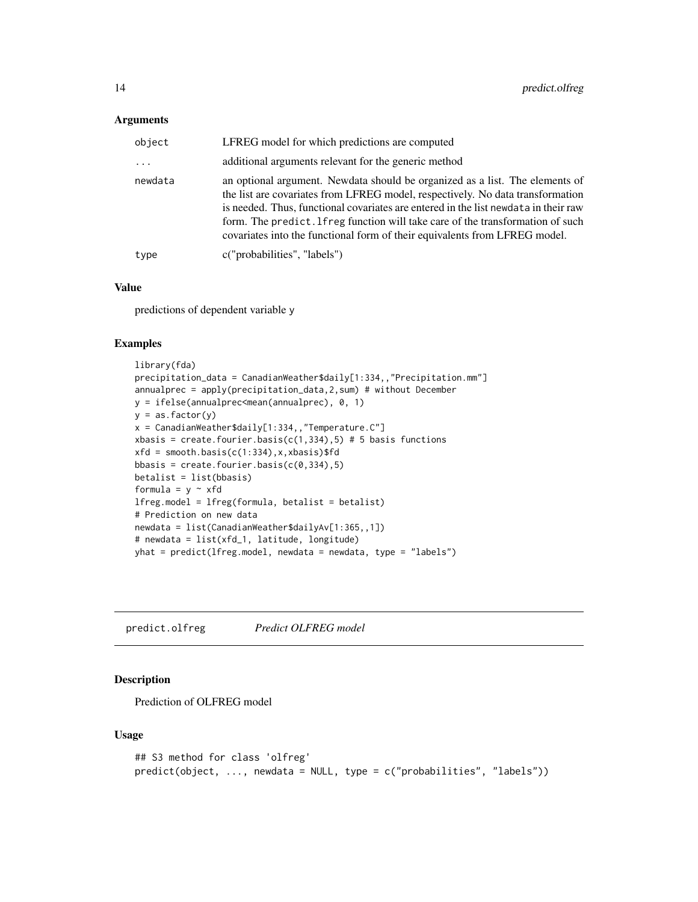### Arguments

| | |
|---|---|
| object | LFREG model for which predictions are computed |
| ... | additional arguments relevant for the generic method |
| newdata | an optional argument. Newdata should be organized as a list. The elements of the list are covariates from LFREG model, respectively. No data transformation is needed. Thus, functional covariates are entered in the list newdata in their raw form. The predict.lfreg function will take care of the transformation of such covariates into the functional form of their equivalents from LFREG model. |
| type | c("probabilities", "labels") |

### Value

predictions of dependent variable y

### Examples

```
library(fda)
precipitation_data = CanadianWeather$daily[1:334,,"Precipitation.mm"]
annualprec = apply(precipitation_data,2,sum) # without December
y = ifelse(annualprec<mean(annualprec), 0, 1)
y = as.factor(y)
x = CanadianWeather$daily[1:334,,"Temperature.C"]
xbasis = create.fourier.basis(c(1,334),5) # 5 basis functions
xfd = smooth.basis(c(1:334),x,xbasis)$fd
bbasis = create.fourier.basis(c(0,334),5)
betalist = list(bbasis)
formula = y ~ xfd
lfreg.model = lfreg(formula, betalist = betalist)
# Prediction on new data
newdata = list(CanadianWeather$dailyAv[1:365,,1])
# newdata = list(xfd_1, latitude, longitude)
yhat = predict(lfreg.model, newdata = newdata, type = "labels")
```

## predict.olfreg *Predict OLFREG model*

### Description

Prediction of OLFREG model

### Usage

```
## S3 method for class 'olfreg'
predict(object, ..., newdata = NULL, type = c("probabilities", "labels"))
```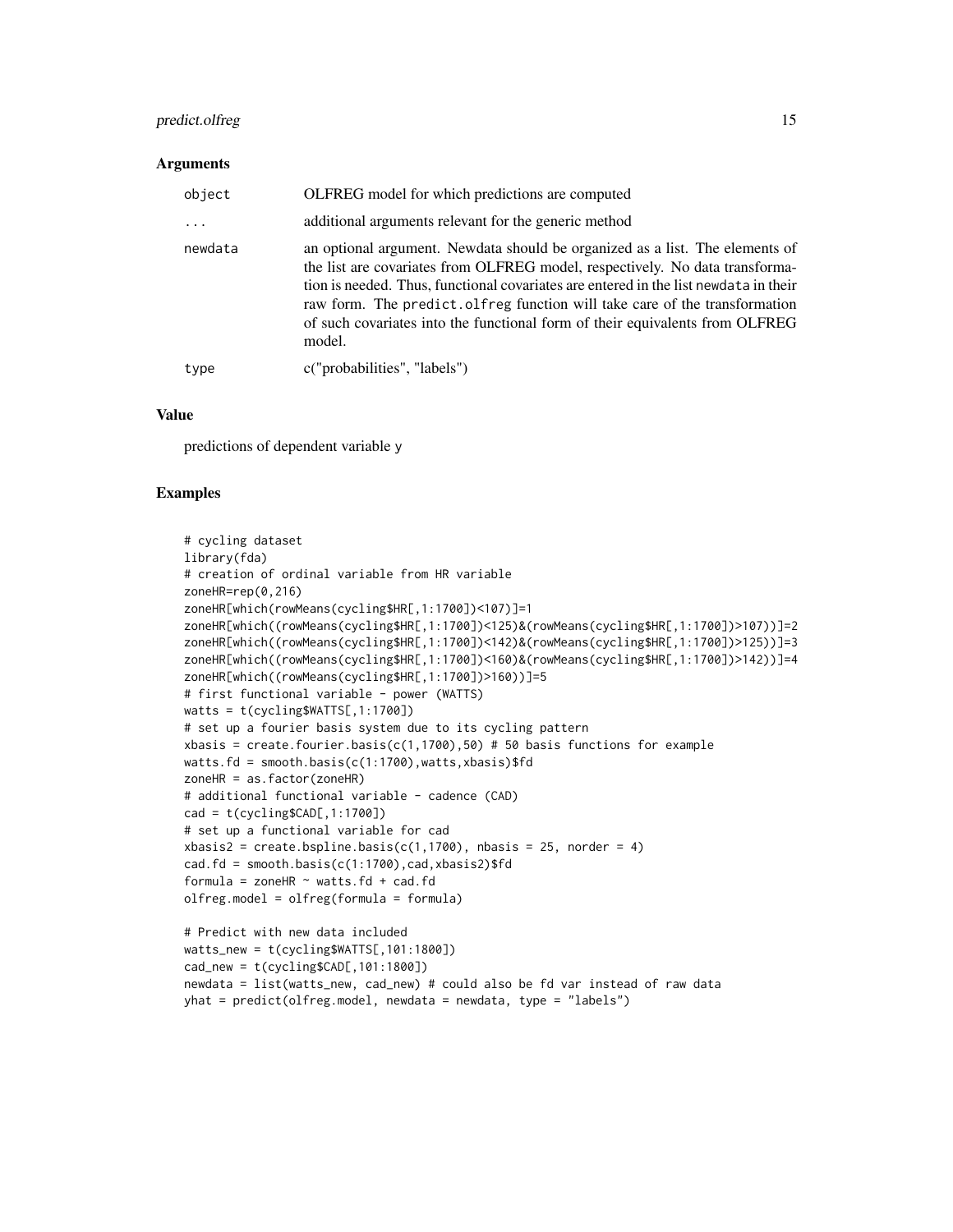### Arguments

| | |
|---|---|
| `object` | OLFREG model for which predictions are computed |
| `...` | additional arguments relevant for the generic method |
| `newdata` | an optional argument. Newdata should be organized as a list. The elements of the list are covariates from OLFREG model, respectively. No data transformation is needed. Thus, functional covariates are entered in the list `newdata` in their raw form. The `predict.olfreg` function will take care of the transformation of such covariates into the functional form of their equivalents from OLFREG model. |
| `type` | c("probabilities", "labels") |

### Value

predictions of dependent variable y

### Examples

```
# cycling dataset
library(fda)
# creation of ordinal variable from HR variable
zoneHR=rep(0,216)
zoneHR[which(rowMeans(cycling$HR[,1:1700])<107)]=1
zoneHR[which((rowMeans(cycling$HR[,1:1700])<125)&(rowMeans(cycling$HR[,1:1700])>107))]=2
zoneHR[which((rowMeans(cycling$HR[,1:1700])<142)&(rowMeans(cycling$HR[,1:1700])>125))]=3
zoneHR[which((rowMeans(cycling$HR[,1:1700])<160)&(rowMeans(cycling$HR[,1:1700])>142))]=4
zoneHR[which((rowMeans(cycling$HR[,1:1700])>160))]=5
# first functional variable - power (WATTS)
watts = t(cycling$WATTS[,1:1700])
# set up a fourier basis system due to its cycling pattern
xbasis = create.fourier.basis(c(1,1700),50) # 50 basis functions for example
watts.fd = smooth.basis(c(1:1700),watts,xbasis)$fd
zoneHR = as.factor(zoneHR)
# additional functional variable - cadence (CAD)
cad = t(cycling$CAD[,1:1700])
# set up a functional variable for cad
xbasis2 = create.bspline.basis(c(1,1700), nbasis = 25, norder = 4)
cad.fd = smooth.basis(c(1:1700),cad,xbasis2)$fd
formula = zoneHR ~ watts.fd + cad.fd
olfreg.model = olfreg(formula = formula)

# Predict with new data included
watts_new = t(cycling$WATTS[,101:1800])
cad_new = t(cycling$CAD[,101:1800])
newdata = list(watts_new, cad_new) # could also be fd var instead of raw data
yhat = predict(olfreg.model, newdata = newdata, type = "labels")
```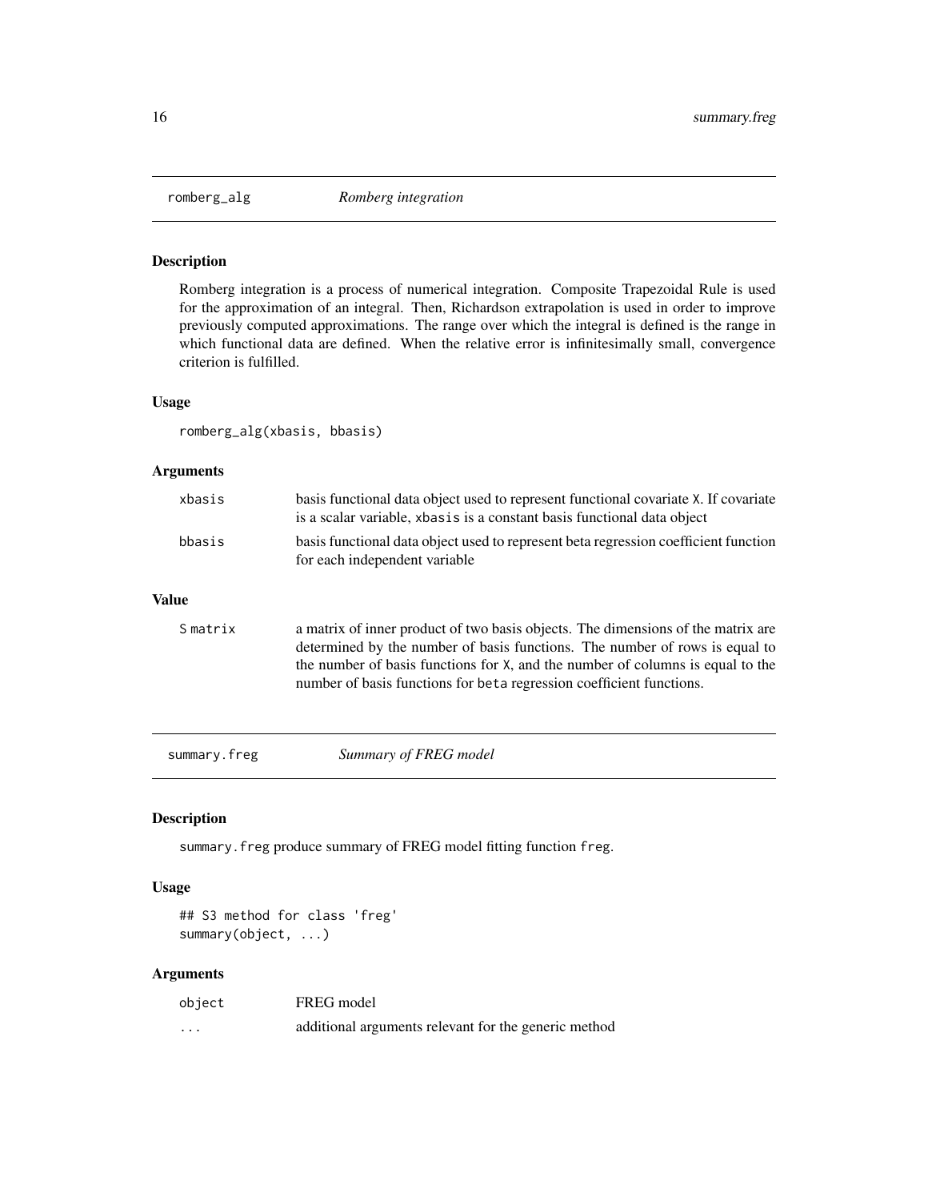## romberg_alg — *Romberg integration*

### Description

Romberg integration is a process of numerical integration. Composite Trapezoidal Rule is used for the approximation of an integral. Then, Richardson extrapolation is used in order to improve previously computed approximations. The range over which the integral is defined is the range in which functional data are defined. When the relative error is infinitesimally small, convergence criterion is fulfilled.

### Usage

```
romberg_alg(xbasis, bbasis)
```

### Arguments

| | |
|---|---|
| `xbasis` | basis functional data object used to represent functional covariate `X`. If covariate is a scalar variable, `xbasis` is a constant basis functional data object |
| `bbasis` | basis functional data object used to represent beta regression coefficient function for each independent variable |

### Value

| | |
|---|---|
| `S matrix` | a matrix of inner product of two basis objects. The dimensions of the matrix are determined by the number of basis functions. The number of rows is equal to the number of basis functions for `X`, and the number of columns is equal to the number of basis functions for `beta` regression coefficient functions. |

## summary.freg — *Summary of FREG model*

### Description

`summary.freg` produce summary of FREG model fitting function `freg`.

### Usage

```
## S3 method for class 'freg'
summary(object, ...)
```

### Arguments

| | |
|---|---|
| `object` | FREG model |
| `...` | additional arguments relevant for the generic method |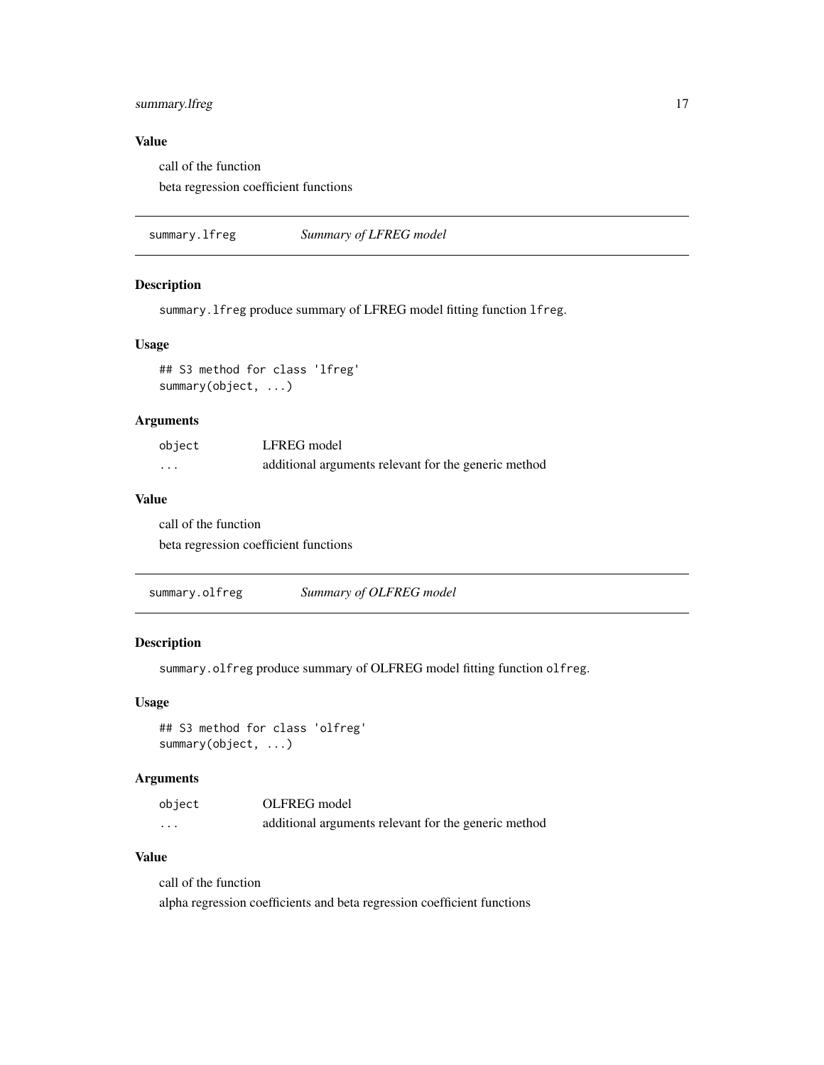### Value

call of the function

beta regression coefficient functions

---

## summary.lfreg *Summary of LFREG model*

### Description

`summary.lfreg` produce summary of LFREG model fitting function `lfreg`.

### Usage

```
## S3 method for class 'lfreg'
summary(object, ...)
```

### Arguments

| | |
|---|---|
| `object` | LFREG model |
| `...` | additional arguments relevant for the generic method |

### Value

call of the function

beta regression coefficient functions

---

## summary.olfreg *Summary of OLFREG model*

### Description

`summary.olfreg` produce summary of OLFREG model fitting function `olfreg`.

### Usage

```
## S3 method for class 'olfreg'
summary(object, ...)
```

### Arguments

| | |
|---|---|
| `object` | OLFREG model |
| `...` | additional arguments relevant for the generic method |

### Value

call of the function

alpha regression coefficients and beta regression coefficient functions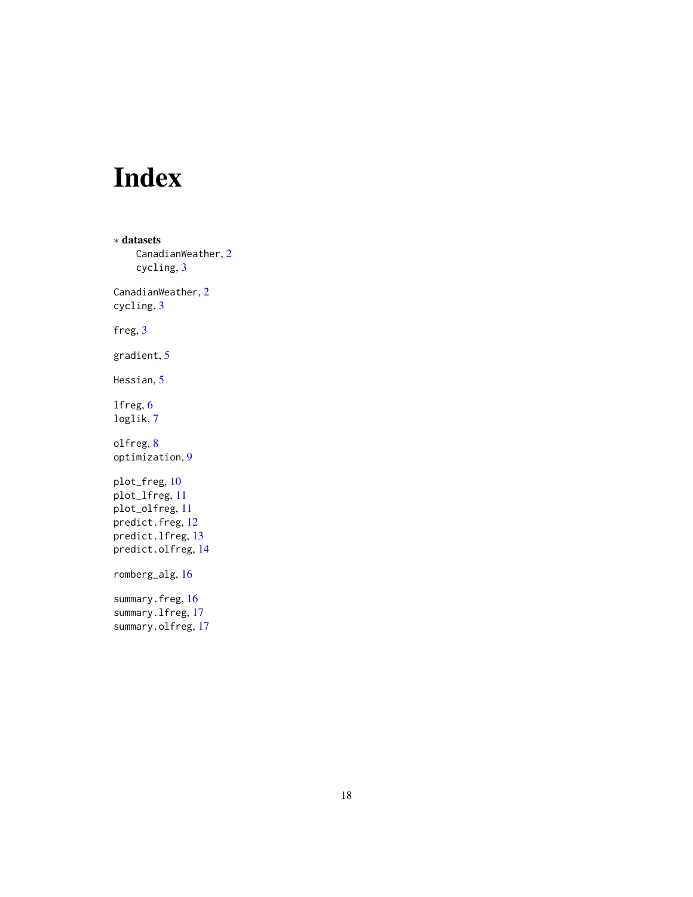# Index

∗ **datasets**
    CanadianWeather, 2
    cycling, 3

CanadianWeather, 2
cycling, 3

freg, 3

gradient, 5

Hessian, 5

lfreg, 6
loglik, 7

olfreg, 8
optimization, 9

plot_freg, 10
plot_lfreg, 11
plot_olfreg, 11
predict.freg, 12
predict.lfreg, 13
predict.olfreg, 14

romberg_alg, 16

summary.freg, 16
summary.lfreg, 17
summary.olfreg, 17